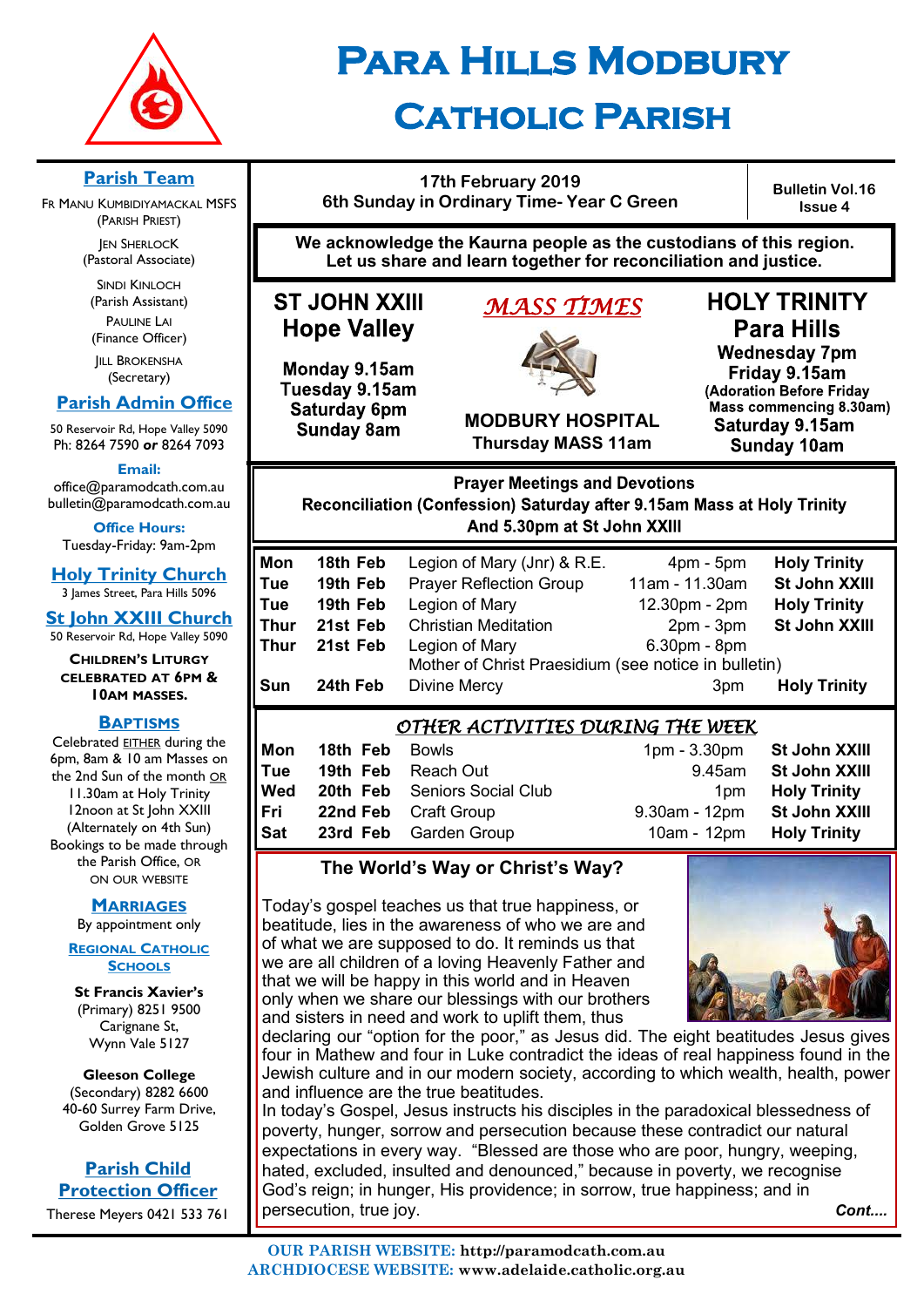# Para Hills Modbury Catholic Parish

## Parish Team

Fr Manu Kumbidiyamackal MSFS (Parish Priest)

Jen Sherlock (Pastoral Associate)

Sindi Kinloch (Parish Assistant)

Pauline Lai (Finance Officer)

Jill Brokensha (Secretary)

## Parish Admin Office

50 Reservoir Rd, Hope Valley 5090
Ph: 8264 7590 **or** 8264 7093

**Email:**
office@paramodcath.com.au
bulletin@paramodcath.com.au

**Office Hours:**
Tuesday-Friday: 9am-2pm

## Holy Trinity Church

3 James Street, Para Hills 5096

## St John XXIII Church

50 Reservoir Rd, Hope Valley 5090

**Children's Liturgy celebrated at 6pm & 10am Masses.**

## Baptisms

Celebrated EITHER during the 6pm, 8am & 10 am Masses on the 2nd Sun of the month OR 11.30am at Holy Trinity 12noon at St John XXIII (Alternately on 4th Sun) Bookings to be made through the Parish Office, or on our website

## Marriages

By appointment only

## Regional Catholic Schools

**St Francis Xavier's**
(Primary) 8251 9500
Carignane St,
Wynn Vale 5127

**Gleeson College**
(Secondary) 8282 6600
40-60 Surrey Farm Drive,
Golden Grove 5125

## Parish Child Protection Officer

Therese Meyers 0421 533 761

---

**17th February 2019**
**6th Sunday in Ordinary Time- Year C Green**

**Bulletin Vol.16 Issue 4**

**We acknowledge the Kaurna people as the custodians of this region. Let us share and learn together for reconciliation and justice.**

## *MASS TIMES*

**ST JOHN XXIII Hope Valley**
Monday 9.15am
Tuesday 9.15am
Saturday 6pm
Sunday 8am

**HOLY TRINITY Para Hills**
Wednesday 7pm
Friday 9.15am
(Adoration Before Friday Mass commencing 8.30am)
Saturday 9.15am
Sunday 10am

**MODBURY HOSPITAL**
Thursday MASS 11am

## Prayer Meetings and Devotions

**Reconciliation (Confession) Saturday after 9.15am Mass at Holy Trinity And 5.30pm at St John XXIII**

| | | | | |
|---|---|---|---|---|
| Mon | 18th Feb | Legion of Mary (Jnr) & R.E. | 4pm - 5pm | Holy Trinity |
| Tue | 19th Feb | Prayer Reflection Group | 11am - 11.30am | St John XXIII |
| Tue | 19th Feb | Legion of Mary | 12.30pm - 2pm | Holy Trinity |
| Thur | 21st Feb | Christian Meditation | 2pm - 3pm | St John XXIII |
| Thur | 21st Feb | Legion of Mary<br>Mother of Christ Praesidium (see notice in bulletin) | 6.30pm - 8pm | |
| Sun | 24th Feb | Divine Mercy | 3pm | Holy Trinity |

## *OTHER ACTIVITIES DURING THE WEEK*

| | | | | |
|---|---|---|---|---|
| Mon | 18th Feb | Bowls | 1pm - 3.30pm | St John XXIII |
| Tue | 19th Feb | Reach Out | 9.45am | St John XXIII |
| Wed | 20th Feb | Seniors Social Club | 1pm | Holy Trinity |
| Fri | 22nd Feb | Craft Group | 9.30am - 12pm | St John XXIII |
| Sat | 23rd Feb | Garden Group | 10am - 12pm | Holy Trinity |

## The World's Way or Christ's Way?

Today's gospel teaches us that true happiness, or beatitude, lies in the awareness of who we are and of what we are supposed to do. It reminds us that we are all children of a loving Heavenly Father and that we will be happy in this world and in Heaven only when we share our blessings with our brothers and sisters in need and work to uplift them, thus declaring our "option for the poor," as Jesus did. The eight beatitudes Jesus gives four in Mathew and four in Luke contradict the ideas of real happiness found in the Jewish culture and in our modern society, according to which wealth, health, power and influence are the true beatitudes.

In today's Gospel, Jesus instructs his disciples in the paradoxical blessedness of poverty, hunger, sorrow and persecution because these contradict our natural expectations in every way. "Blessed are those who are poor, hungry, weeping, hated, excluded, insulted and denounced," because in poverty, we recognise God's reign; in hunger, His providence; in sorrow, true happiness; and in persecution, true joy. ***Cont....***

**OUR PARISH WEBSITE: http://paramodcath.com.au**
**ARCHDIOCESE WEBSITE: www.adelaide.catholic.org.au**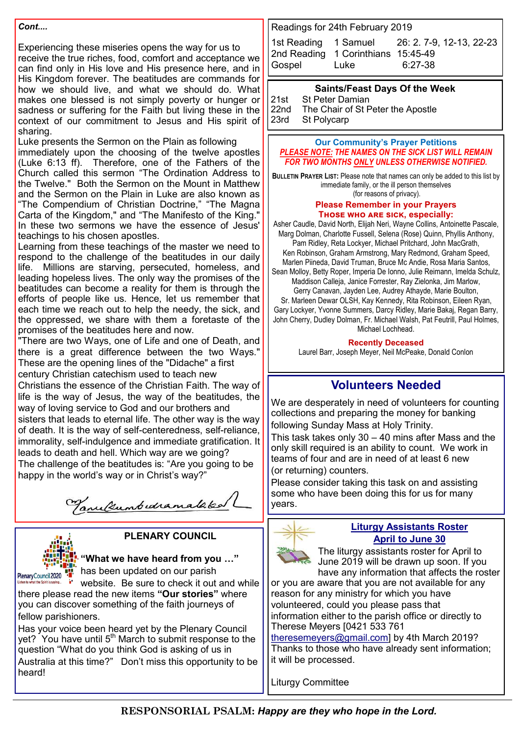***Cont....***

Experiencing these miseries opens the way for us to receive the true riches, food, comfort and acceptance we can find only in His love and His presence here, and in His Kingdom forever. The beatitudes are commands for how we should live, and what we should do. What makes one blessed is not simply poverty or hunger or sadness or suffering for the Faith but living these in the context of our commitment to Jesus and His spirit of sharing.

Luke presents the Sermon on the Plain as following immediately upon the choosing of the twelve apostles (Luke 6:13 ff). Therefore, one of the Fathers of the Church called this sermon "The Ordination Address to the Twelve." Both the Sermon on the Mount in Matthew and the Sermon on the Plain in Luke are also known as "The Compendium of Christian Doctrine," "The Magna Carta of the Kingdom," and "The Manifesto of the King." In these two sermons we have the essence of Jesus' teachings to his chosen apostles.

Learning from these teachings of the master we need to respond to the challenge of the beatitudes in our daily life. Millions are starving, persecuted, homeless, and leading hopeless lives. The only way the promises of the beatitudes can become a reality for them is through the efforts of people like us. Hence, let us remember that each time we reach out to help the needy, the sick, and the oppressed, we share with them a foretaste of the promises of the beatitudes here and now.

"There are two Ways, one of Life and one of Death, and there is a great difference between the two Ways." These are the opening lines of the "Didache" a first century Christian catechism used to teach new Christians the essence of the Christian Faith. The way of life is the way of Jesus, the way of the beatitudes, the way of loving service to God and our brothers and sisters that leads to eternal life. The other way is the way of death. It is the way of self-centeredness, self-reliance, immorality, self-indulgence and immediate gratification. It leads to death and hell. Which way are we going?

The challenge of the beatitudes is: "Are you going to be happy in the world's way or in Christ's way?"

*[Signature]*

## PLENARY COUNCIL

**"What we have heard from you …"** has been updated on our parish website. Be sure to check it out and while there please read the new items **"Our stories"** where you can discover something of the faith journeys of fellow parishioners.

Has your voice been heard yet by the Plenary Council yet? You have until 5th March to submit response to the question "What do you think God is asking of us in Australia at this time?" Don't miss this opportunity to be heard!

Readings for 24th February 2019

| | | |
|---|---|---|
| 1st Reading | 1 Samuel | 26: 2. 7-9, 12-13, 22-23 |
| 2nd Reading | 1 Corinthians | 15:45-49 |
| Gospel | Luke | 6:27-38 |

### Saints/Feast Days Of the Week

| | |
|---|---|
| 21st | St Peter Damian |
| 22nd | The Chair of St Peter the Apostle |
| 23rd | St Polycarp |

### Our Community's Prayer Petitions

***PLEASE NOTE: THE NAMES ON THE SICK LIST WILL REMAIN FOR TWO MONTHS ONLY UNLESS OTHERWISE NOTIFIED.***

**BULLETIN PRAYER LIST:** Please note that names can only be added to this list by immediate family, or the ill person themselves (for reasons of privacy).

**Please Remember in your Prayers**
**THOSE WHO ARE SICK, especially:**

Asher Caudle, David North, Elijah Neri, Wayne Collins, Antoinette Pascale, Marg Dolman, Charlotte Fussell, Selena (Rose) Quinn, Phyllis Anthony, Pam Ridley, Reta Lockyer, Michael Pritchard, John MacGrath, Ken Robinson, Graham Armstrong, Mary Redmond, Graham Speed, Marlen Piineda, David Truman, Bruce Mc Andie, Rosa Maria Santos, Sean Molloy, Betty Roper, Imperia De Ionno, Julie Reimann, Imelda Schulz, Maddison Calleja, Janice Forrester, Ray Zielonka, Jim Marlow, Gerry Canavan, Jayden Lee, Audrey Athayde, Marie Boulton, Sr. Marleen Dewar OLSH, Kay Kennedy, Rita Robinson, Eileen Ryan, Gary Lockyer, Yvonne Summers, Darcy Ridley, Marie Bakaj, Regan Barry, John Cherry, Dudley Dolman, Fr. Michael Walsh, Pat Feutrill, Paul Holmes, Michael Lochhead.

**Recently Deceased**
Laurel Barr, Joseph Meyer, Neil McPeake, Donald Conlon

## Volunteers Needed

We are desperately in need of volunteers for counting collections and preparing the money for banking following Sunday Mass at Holy Trinity.

This task takes only 30 – 40 mins after Mass and the only skill required is an ability to count. We work in teams of four and are in need of at least 6 new (or returning) counters.

Please consider taking this task on and assisting some who have been doing this for us for many years.

### Liturgy Assistants Roster April to June 30

The liturgy assistants roster for April to June 2019 will be drawn up soon. If you have any information that affects the roster or you are aware that you are not available for any reason for any ministry for which you have volunteered, could you please pass that information either to the parish office or directly to Therese Meyers [0421 533 761 theresemeyers@gmail.com] by 4th March 2019? Thanks to those who have already sent information; it will be processed.

Liturgy Committee

**RESPONSORIAL PSALM:** ***Happy are they who hope in the Lord.***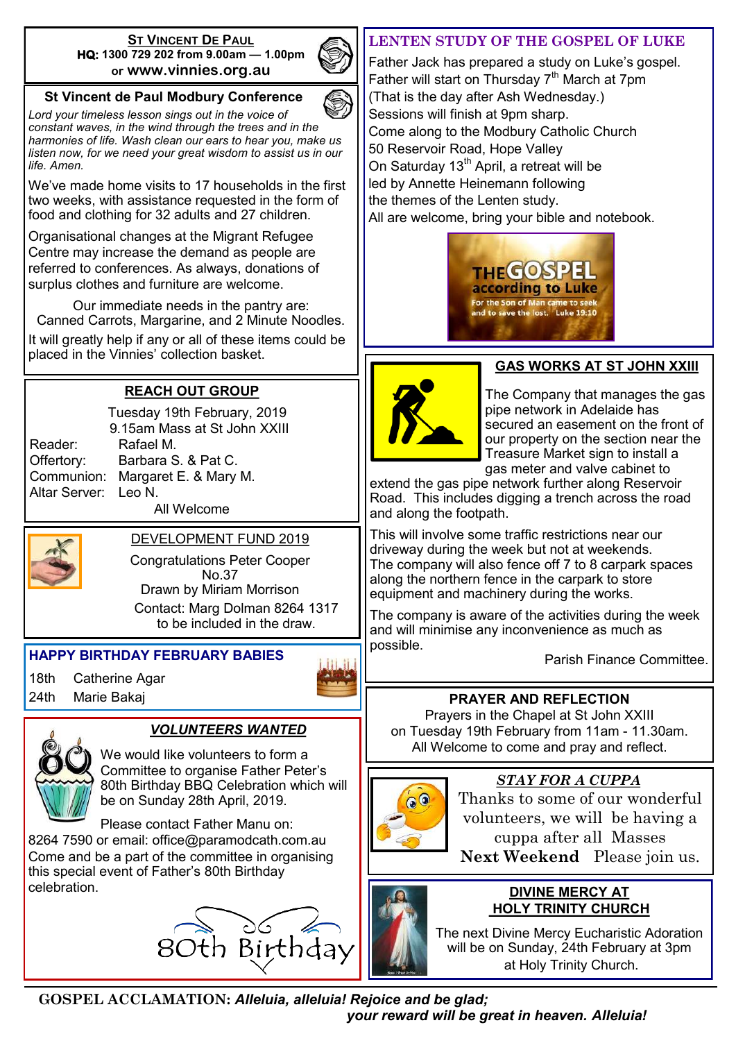## ST VINCENT DE PAUL

**HQ: 1300 729 202 from 9.00am — 1.00pm or www.vinnies.org.au**

## St Vincent de Paul Modbury Conference

*Lord your timeless lesson sings out in the voice of constant waves, in the wind through the trees and in the harmonies of life. Wash clean our ears to hear you, make us listen now, for we need your great wisdom to assist us in our life. Amen.*

We've made home visits to 17 households in the first two weeks, with assistance requested in the form of food and clothing for 32 adults and 27 children.

Organisational changes at the Migrant Refugee Centre may increase the demand as people are referred to conferences. As always, donations of surplus clothes and furniture are welcome.

Our immediate needs in the pantry are:
Canned Carrots, Margarine, and 2 Minute Noodles.

It will greatly help if any or all of these items could be placed in the Vinnies' collection basket.

## REACH OUT GROUP

Tuesday 19th February, 2019
9.15am Mass at St John XXIII

Reader: Rafael M.
Offertory: Barbara S. & Pat C.
Communion: Margaret E. & Mary M.
Altar Server: Leo N.

All Welcome

## DEVELOPMENT FUND 2019

Congratulations Peter Cooper
No.37
Drawn by Miriam Morrison
Contact: Marg Dolman 8264 1317 to be included in the draw.

## HAPPY BIRTHDAY FEBRUARY BABIES

18th Catherine Agar
24th Marie Bakaj

## *VOLUNTEERS WANTED*

We would like volunteers to form a Committee to organise Father Peter's 80th Birthday BBQ Celebration which will be on Sunday 28th April, 2019.

Please contact Father Manu on: 8264 7590 or email: office@paramodcath.com.au

Come and be a part of the committee in organising this special event of Father's 80th Birthday celebration.

80th Birthday

## LENTEN STUDY OF THE GOSPEL OF LUKE

Father Jack has prepared a study on Luke's gospel.
Father will start on Thursday 7th March at 7pm
(That is the day after Ash Wednesday.)
Sessions will finish at 9pm sharp.
Come along to the Modbury Catholic Church
50 Reservoir Road, Hope Valley
On Saturday 13th April, a retreat will be led by Annette Heinemann following the themes of the Lenten study.
All are welcome, bring your bible and notebook.

THE GOSPEL according to Luke
For the Son of Man came to seek and to save the lost. Luke 19:10

## GAS WORKS AT ST JOHN XXIII

The Company that manages the gas pipe network in Adelaide has secured an easement on the front of our property on the section near the Treasure Market sign to install a gas meter and valve cabinet to extend the gas pipe network further along Reservoir Road. This includes digging a trench across the road and along the footpath.

This will involve some traffic restrictions near our driveway during the week but not at weekends.
The company will also fence off 7 to 8 carpark spaces along the northern fence in the carpark to store equipment and machinery during the works.

The company is aware of the activities during the week and will minimise any inconvenience as much as possible.

Parish Finance Committee.

## PRAYER AND REFLECTION

Prayers in the Chapel at St John XXIII
on Tuesday 19th February from 11am - 11.30am.
All Welcome to come and pray and reflect.

## *STAY FOR A CUPPA*

Thanks to some of our wonderful volunteers, we will be having a cuppa after all Masses **Next Weekend** Please join us.

## DIVINE MERCY AT HOLY TRINITY CHURCH

The next Divine Mercy Eucharistic Adoration will be on Sunday, 24th February at 3pm at Holy Trinity Church.

---

**GOSPEL ACCLAMATION:** ***Alleluia, alleluia! Rejoice and be glad; your reward will be great in heaven. Alleluia!***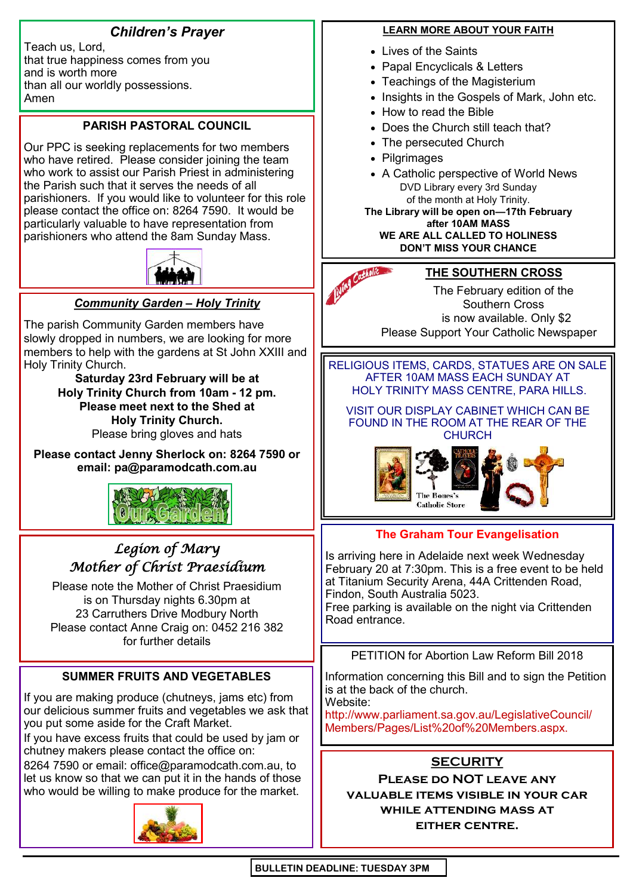## *Children's Prayer*

Teach us, Lord,
that true happiness comes from you
and is worth more
than all our worldly possessions.
Amen

## PARISH PASTORAL COUNCIL

Our PPC is seeking replacements for two members who have retired. Please consider joining the team who work to assist our Parish Priest in administering the Parish such that it serves the needs of all parishioners. If you would like to volunteer for this role please contact the office on: 8264 7590. It would be particularly valuable to have representation from parishioners who attend the 8am Sunday Mass.

## *Community Garden – Holy Trinity*

The parish Community Garden members have slowly dropped in numbers, we are looking for more members to help with the gardens at St John XXIII and Holy Trinity Church.

**Saturday 23rd February will be at Holy Trinity Church from 10am - 12 pm. Please meet next to the Shed at Holy Trinity Church.**

Please bring gloves and hats

**Please contact Jenny Sherlock on: 8264 7590 or email: pa@paramodcath.com.au**

## *Legion of Mary*
## *Mother of Christ Praesidium*

Please note the Mother of Christ Praesidium is on Thursday nights 6.30pm at 23 Carruthers Drive Modbury North
Please contact Anne Craig on: 0452 216 382 for further details

## SUMMER FRUITS AND VEGETABLES

If you are making produce (chutneys, jams etc) from our delicious summer fruits and vegetables we ask that you put some aside for the Craft Market.

If you have excess fruits that could be used by jam or chutney makers please contact the office on: 8264 7590 or email: office@paramodcath.com.au, to let us know so that we can put it in the hands of those who would be willing to make produce for the market.

## LEARN MORE ABOUT YOUR FAITH

- Lives of the Saints
- Papal Encyclicals & Letters
- Teachings of the Magisterium
- Insights in the Gospels of Mark, John etc.
- How to read the Bible
- Does the Church still teach that?
- The persecuted Church
- Pilgrimages
- A Catholic perspective of World News

DVD Library every 3rd Sunday of the month at Holy Trinity.

**The Library will be open on—17th February after 10AM MASS**

**WE ARE ALL CALLED TO HOLINESS**

**DON'T MISS YOUR CHANCE**

## THE SOUTHERN CROSS

The February edition of the Southern Cross is now available. Only $2
Please Support Your Catholic Newspaper

RELIGIOUS ITEMS, CARDS, STATUES ARE ON SALE AFTER 10AM MASS EACH SUNDAY AT HOLY TRINITY MASS CENTRE, PARA HILLS.

VISIT OUR DISPLAY CABINET WHICH CAN BE FOUND IN THE ROOM AT THE REAR OF THE CHURCH

The Bones's Catholic Store

## The Graham Tour Evangelisation

Is arriving here in Adelaide next week Wednesday February 20 at 7:30pm. This is a free event to be held at Titanium Security Arena, 44A Crittenden Road, Findon, South Australia 5023.
Free parking is available on the night via Crittenden Road entrance.

## PETITION for Abortion Law Reform Bill 2018

Information concerning this Bill and to sign the Petition is at the back of the church.
Website:
http://www.parliament.sa.gov.au/LegislativeCouncil/Members/Pages/List%20of%20Members.aspx.

## SECURITY

**PLEASE DO NOT LEAVE ANY VALUABLE ITEMS VISIBLE IN YOUR CAR WHILE ATTENDING MASS AT EITHER CENTRE.**

**BULLETIN DEADLINE: TUESDAY 3PM**